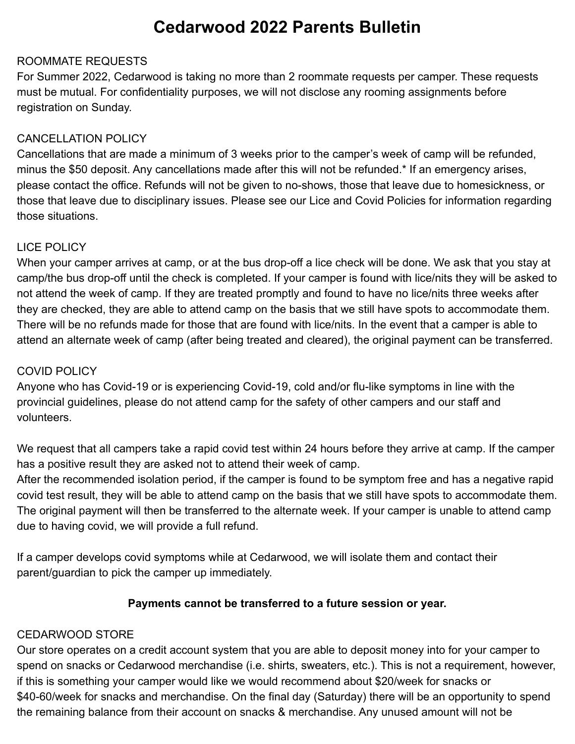# Cedarwood 2022 Parents Bulletin

## ROOMMATE REQUESTS

For Summer 2022, Cedarwood is taking no more than 2 roommate requests per camper. These requests must be mutual. For confidentiality purposes, we will not disclose any rooming assignments before registration on Sunday.

## CANCELLATION POLICY

Cancellations that are made a minimum of 3 weeks prior to the camper's week of camp will be refunded, minus the $50 deposit. Any cancellations made after this will not be refunded.* If an emergency arises, please contact the office. Refunds will not be given to no-shows, those that leave due to homesickness, or those that leave due to disciplinary issues. Please see our Lice and Covid Policies for information regarding those situations.

## LICE POLICY

When your camper arrives at camp, or at the bus drop-off a lice check will be done. We ask that you stay at camp/the bus drop-off until the check is completed. If your camper is found with lice/nits they will be asked to not attend the week of camp. If they are treated promptly and found to have no lice/nits three weeks after they are checked, they are able to attend camp on the basis that we still have spots to accommodate them. There will be no refunds made for those that are found with lice/nits. In the event that a camper is able to attend an alternate week of camp (after being treated and cleared), the original payment can be transferred.

## COVID POLICY

Anyone who has Covid-19 or is experiencing Covid-19, cold and/or flu-like symptoms in line with the provincial guidelines, please do not attend camp for the safety of other campers and our staff and volunteers.

We request that all campers take a rapid covid test within 24 hours before they arrive at camp. If the camper has a positive result they are asked not to attend their week of camp.
After the recommended isolation period, if the camper is found to be symptom free and has a negative rapid covid test result, they will be able to attend camp on the basis that we still have spots to accommodate them. The original payment will then be transferred to the alternate week. If your camper is unable to attend camp due to having covid, we will provide a full refund.

If a camper develops covid symptoms while at Cedarwood, we will isolate them and contact their parent/guardian to pick the camper up immediately.

**Payments cannot be transferred to a future session or year.**

## CEDARWOOD STORE

Our store operates on a credit account system that you are able to deposit money into for your camper to spend on snacks or Cedarwood merchandise (i.e. shirts, sweaters, etc.). This is not a requirement, however, if this is something your camper would like we would recommend about $20/week for snacks or $40-60/week for snacks and merchandise. On the final day (Saturday) there will be an opportunity to spend the remaining balance from their account on snacks & merchandise. Any unused amount will not be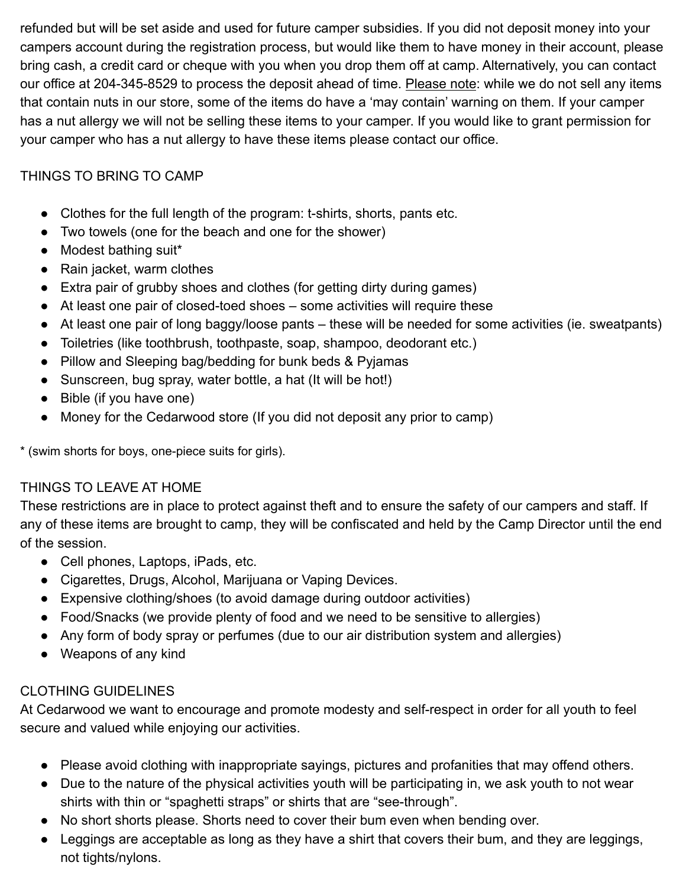refunded but will be set aside and used for future camper subsidies. If you did not deposit money into your campers account during the registration process, but would like them to have money in their account, please bring cash, a credit card or cheque with you when you drop them off at camp. Alternatively, you can contact our office at 204-345-8529 to process the deposit ahead of time. Please note: while we do not sell any items that contain nuts in our store, some of the items do have a 'may contain' warning on them. If your camper has a nut allergy we will not be selling these items to your camper. If you would like to grant permission for your camper who has a nut allergy to have these items please contact our office.

## THINGS TO BRING TO CAMP

- Clothes for the full length of the program: t-shirts, shorts, pants etc.
- Two towels (one for the beach and one for the shower)
- Modest bathing suit*
- Rain jacket, warm clothes
- Extra pair of grubby shoes and clothes (for getting dirty during games)
- At least one pair of closed-toed shoes – some activities will require these
- At least one pair of long baggy/loose pants – these will be needed for some activities (ie. sweatpants)
- Toiletries (like toothbrush, toothpaste, soap, shampoo, deodorant etc.)
- Pillow and Sleeping bag/bedding for bunk beds & Pyjamas
- Sunscreen, bug spray, water bottle, a hat (It will be hot!)
- Bible (if you have one)
- Money for the Cedarwood store (If you did not deposit any prior to camp)

* (swim shorts for boys, one-piece suits for girls).

## THINGS TO LEAVE AT HOME

These restrictions are in place to protect against theft and to ensure the safety of our campers and staff. If any of these items are brought to camp, they will be confiscated and held by the Camp Director until the end of the session.

- Cell phones, Laptops, iPads, etc.
- Cigarettes, Drugs, Alcohol, Marijuana or Vaping Devices.
- Expensive clothing/shoes (to avoid damage during outdoor activities)
- Food/Snacks (we provide plenty of food and we need to be sensitive to allergies)
- Any form of body spray or perfumes (due to our air distribution system and allergies)
- Weapons of any kind

## CLOTHING GUIDELINES

At Cedarwood we want to encourage and promote modesty and self-respect in order for all youth to feel secure and valued while enjoying our activities.

- Please avoid clothing with inappropriate sayings, pictures and profanities that may offend others.
- Due to the nature of the physical activities youth will be participating in, we ask youth to not wear shirts with thin or "spaghetti straps" or shirts that are "see-through".
- No short shorts please. Shorts need to cover their bum even when bending over.
- Leggings are acceptable as long as they have a shirt that covers their bum, and they are leggings, not tights/nylons.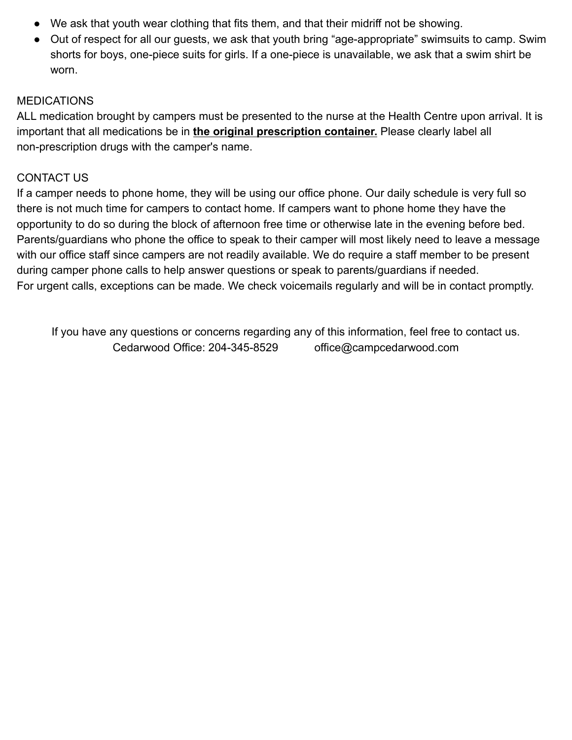- We ask that youth wear clothing that fits them, and that their midriff not be showing.
- Out of respect for all our guests, we ask that youth bring “age-appropriate” swimsuits to camp. Swim shorts for boys, one-piece suits for girls. If a one-piece is unavailable, we ask that a swim shirt be worn.

## MEDICATIONS

ALL medication brought by campers must be presented to the nurse at the Health Centre upon arrival. It is important that all medications be in **the original prescription container.** Please clearly label all non-prescription drugs with the camper's name.

## CONTACT US

If a camper needs to phone home, they will be using our office phone. Our daily schedule is very full so there is not much time for campers to contact home. If campers want to phone home they have the opportunity to do so during the block of afternoon free time or otherwise late in the evening before bed. Parents/guardians who phone the office to speak to their camper will most likely need to leave a message with our office staff since campers are not readily available. We do require a staff member to be present during camper phone calls to help answer questions or speak to parents/guardians if needed.
For urgent calls, exceptions can be made. We check voicemails regularly and will be in contact promptly.

If you have any questions or concerns regarding any of this information, feel free to contact us.
Cedarwood Office: 204-345-8529 office@campcedarwood.com